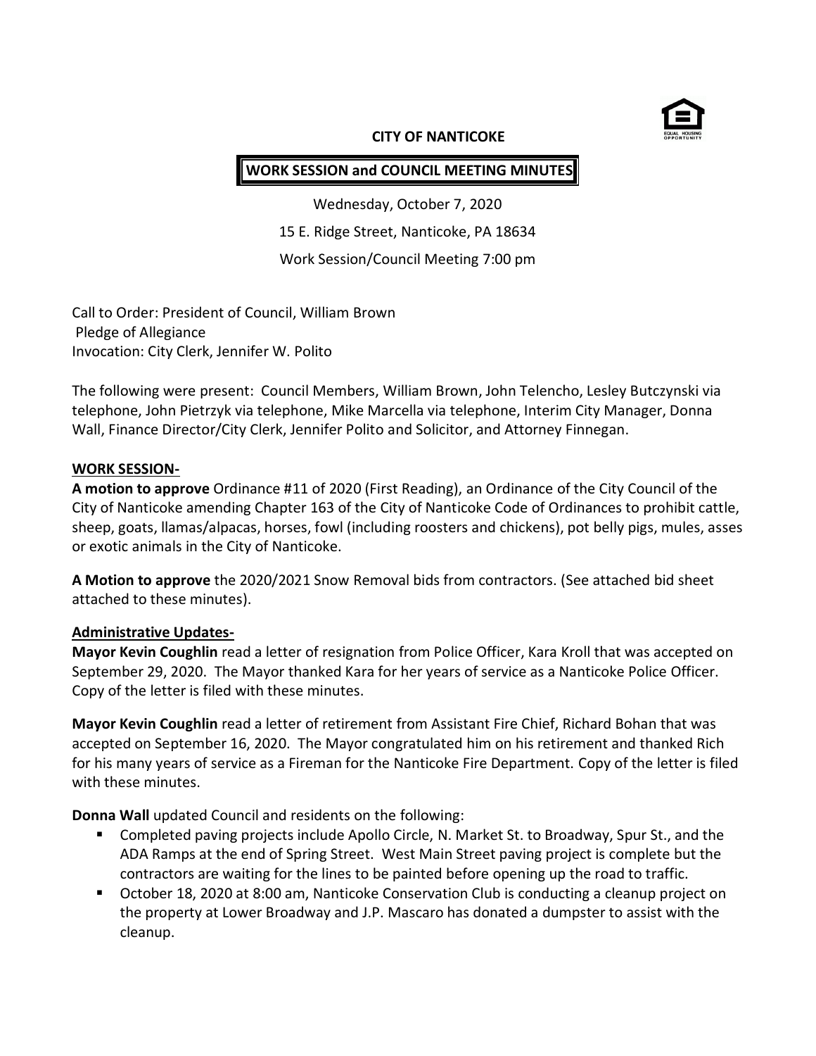**CITY OF NANTICOKE**

# WORK SESSION and COUNCIL MEETING MINUTES

Wednesday, October 7, 2020

15 E. Ridge Street, Nanticoke, PA 18634

Work Session/Council Meeting 7:00 pm

Call to Order: President of Council, William Brown
Pledge of Allegiance
Invocation: City Clerk, Jennifer W. Polito

The following were present: Council Members, William Brown, John Telencho, Lesley Butczynski via telephone, John Pietrzyk via telephone, Mike Marcella via telephone, Interim City Manager, Donna Wall, Finance Director/City Clerk, Jennifer Polito and Solicitor, and Attorney Finnegan.

## WORK SESSION-

**A motion to approve** Ordinance #11 of 2020 (First Reading), an Ordinance of the City Council of the City of Nanticoke amending Chapter 163 of the City of Nanticoke Code of Ordinances to prohibit cattle, sheep, goats, llamas/alpacas, horses, fowl (including roosters and chickens), pot belly pigs, mules, asses or exotic animals in the City of Nanticoke.

**A Motion to approve** the 2020/2021 Snow Removal bids from contractors. (See attached bid sheet attached to these minutes).

## Administrative Updates-

**Mayor Kevin Coughlin** read a letter of resignation from Police Officer, Kara Kroll that was accepted on September 29, 2020. The Mayor thanked Kara for her years of service as a Nanticoke Police Officer. Copy of the letter is filed with these minutes.

**Mayor Kevin Coughlin** read a letter of retirement from Assistant Fire Chief, Richard Bohan that was accepted on September 16, 2020. The Mayor congratulated him on his retirement and thanked Rich for his many years of service as a Fireman for the Nanticoke Fire Department. Copy of the letter is filed with these minutes.

**Donna Wall** updated Council and residents on the following:

- Completed paving projects include Apollo Circle, N. Market St. to Broadway, Spur St., and the ADA Ramps at the end of Spring Street. West Main Street paving project is complete but the contractors are waiting for the lines to be painted before opening up the road to traffic.
- October 18, 2020 at 8:00 am, Nanticoke Conservation Club is conducting a cleanup project on the property at Lower Broadway and J.P. Mascaro has donated a dumpster to assist with the cleanup.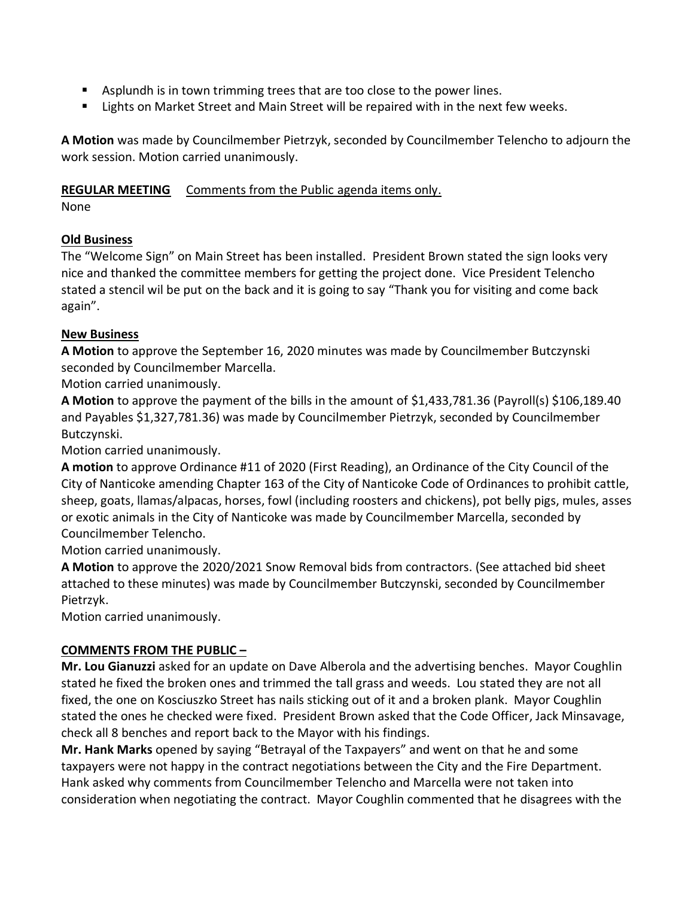- Asplundh is in town trimming trees that are too close to the power lines.
- Lights on Market Street and Main Street will be repaired with in the next few weeks.

**A Motion** was made by Councilmember Pietrzyk, seconded by Councilmember Telencho to adjourn the work session. Motion carried unanimously.

**REGULAR MEETING** Comments from the Public agenda items only.
None

**Old Business**
The "Welcome Sign" on Main Street has been installed. President Brown stated the sign looks very nice and thanked the committee members for getting the project done. Vice President Telencho stated a stencil wil be put on the back and it is going to say "Thank you for visiting and come back again".

**New Business**
**A Motion** to approve the September 16, 2020 minutes was made by Councilmember Butczynski seconded by Councilmember Marcella.
Motion carried unanimously.
**A Motion** to approve the payment of the bills in the amount of $1,433,781.36 (Payroll(s) $106,189.40 and Payables $1,327,781.36) was made by Councilmember Pietrzyk, seconded by Councilmember Butczynski.
Motion carried unanimously.
**A motion** to approve Ordinance #11 of 2020 (First Reading), an Ordinance of the City Council of the City of Nanticoke amending Chapter 163 of the City of Nanticoke Code of Ordinances to prohibit cattle, sheep, goats, llamas/alpacas, horses, fowl (including roosters and chickens), pot belly pigs, mules, asses or exotic animals in the City of Nanticoke was made by Councilmember Marcella, seconded by Councilmember Telencho.
Motion carried unanimously.
**A Motion** to approve the 2020/2021 Snow Removal bids from contractors. (See attached bid sheet attached to these minutes) was made by Councilmember Butczynski, seconded by Councilmember Pietrzyk.
Motion carried unanimously.

**COMMENTS FROM THE PUBLIC –**
**Mr. Lou Gianuzzi** asked for an update on Dave Alberola and the advertising benches. Mayor Coughlin stated he fixed the broken ones and trimmed the tall grass and weeds. Lou stated they are not all fixed, the one on Kosciuszko Street has nails sticking out of it and a broken plank. Mayor Coughlin stated the ones he checked were fixed. President Brown asked that the Code Officer, Jack Minsavage, check all 8 benches and report back to the Mayor with his findings.
**Mr. Hank Marks** opened by saying "Betrayal of the Taxpayers" and went on that he and some taxpayers were not happy in the contract negotiations between the City and the Fire Department. Hank asked why comments from Councilmember Telencho and Marcella were not taken into consideration when negotiating the contract. Mayor Coughlin commented that he disagrees with the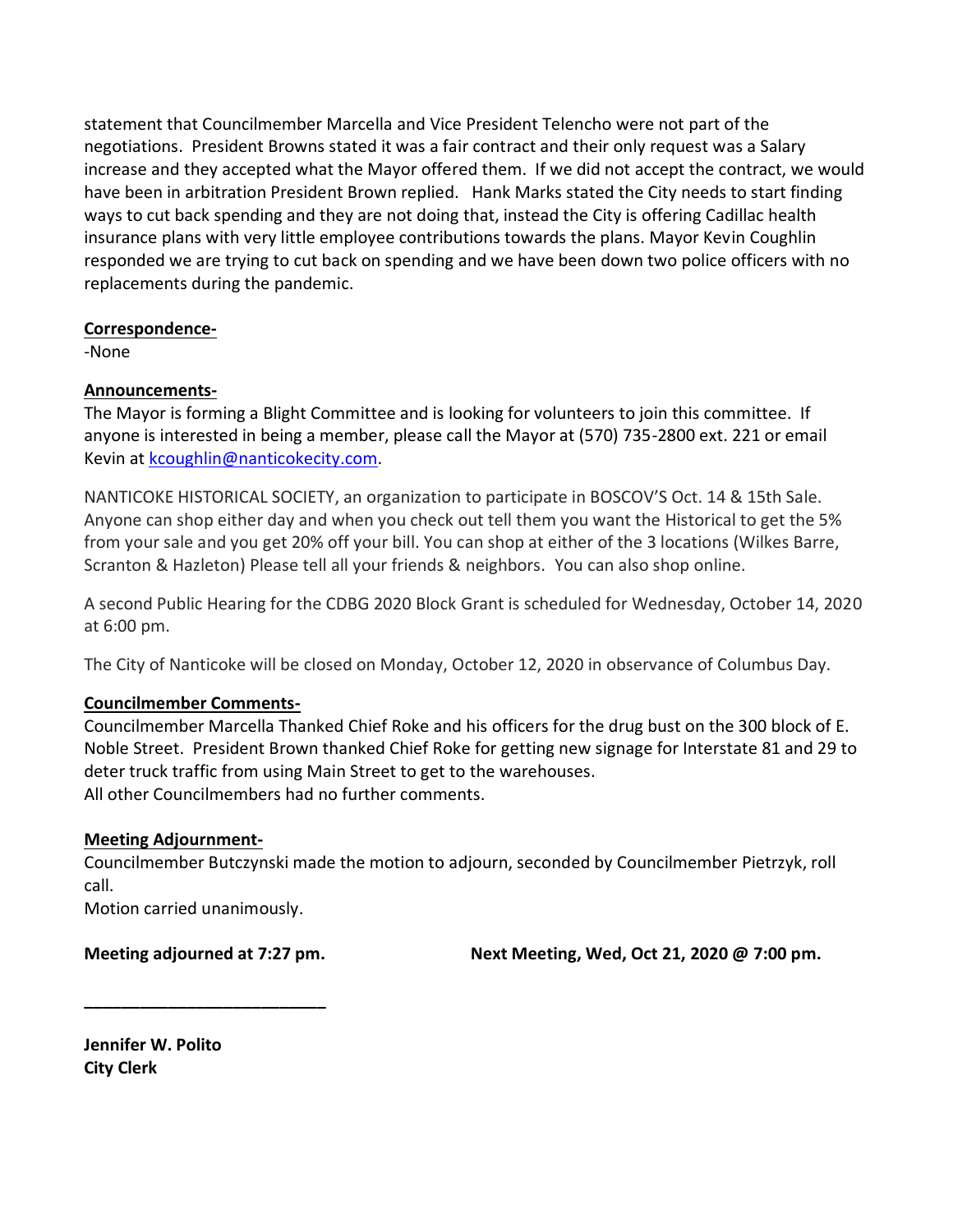statement that Councilmember Marcella and Vice President Telencho were not part of the negotiations. President Browns stated it was a fair contract and their only request was a Salary increase and they accepted what the Mayor offered them. If we did not accept the contract, we would have been in arbitration President Brown replied. Hank Marks stated the City needs to start finding ways to cut back spending and they are not doing that, instead the City is offering Cadillac health insurance plans with very little employee contributions towards the plans. Mayor Kevin Coughlin responded we are trying to cut back on spending and we have been down two police officers with no replacements during the pandemic.

**Correspondence-**

-None

**Announcements-**

The Mayor is forming a Blight Committee and is looking for volunteers to join this committee. If anyone is interested in being a member, please call the Mayor at (570) 735-2800 ext. 221 or email Kevin at kcoughlin@nanticokecity.com.

NANTICOKE HISTORICAL SOCIETY, an organization to participate in BOSCOV'S Oct. 14 & 15th Sale. Anyone can shop either day and when you check out tell them you want the Historical to get the 5% from your sale and you get 20% off your bill. You can shop at either of the 3 locations (Wilkes Barre, Scranton & Hazleton) Please tell all your friends & neighbors. You can also shop online.

A second Public Hearing for the CDBG 2020 Block Grant is scheduled for Wednesday, October 14, 2020 at 6:00 pm.

The City of Nanticoke will be closed on Monday, October 12, 2020 in observance of Columbus Day.

**Councilmember Comments-**

Councilmember Marcella Thanked Chief Roke and his officers for the drug bust on the 300 block of E. Noble Street. President Brown thanked Chief Roke for getting new signage for Interstate 81 and 29 to deter truck traffic from using Main Street to get to the warehouses.
All other Councilmembers had no further comments.

**Meeting Adjournment-**

Councilmember Butczynski made the motion to adjourn, seconded by Councilmember Pietrzyk, roll call.
Motion carried unanimously.

**Meeting adjourned at 7:27 pm.** **Next Meeting, Wed, Oct 21, 2020 @ 7:00 pm.**

\_\_\_\_\_\_\_\_\_\_\_\_\_\_\_\_\_\_\_\_\_\_\_\_\_\_

**Jennifer W. Polito**
**City Clerk**